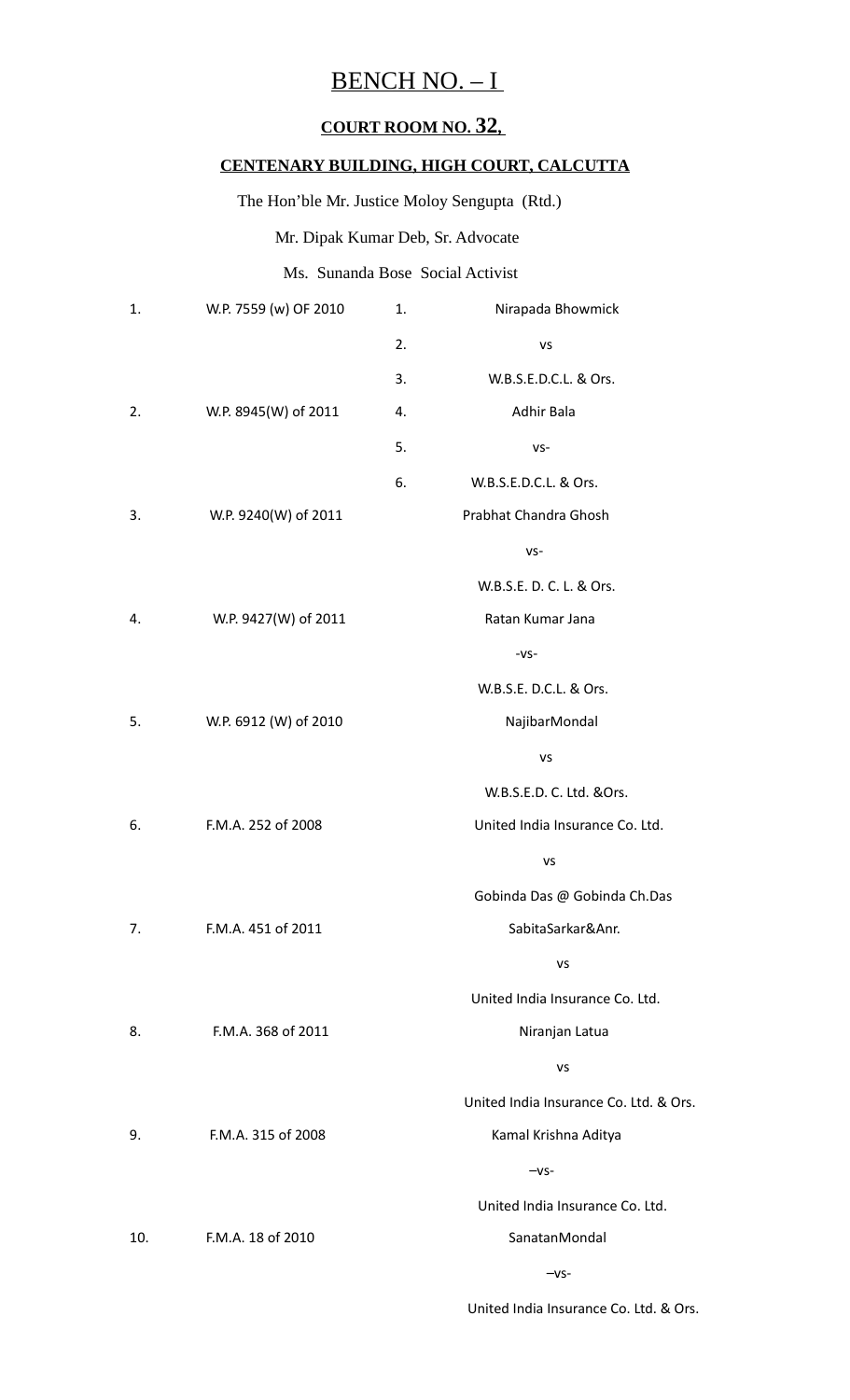# BENCH NO. – I

## COURT ROOM NO. 32,

### CENTENARY BUILDING, HIGH COURT, CALCUTTA

The Hon'ble Mr. Justice Moloy Sengupta (Rtd.)

Mr. Dipak Kumar Deb, Sr. Advocate

Ms. Sunanda Bose Social Activist

| | | | |
|---|---|---|---|
| 1. | W.P. 7559 (w) OF 2010 | 1. | Nirapada Bhowmick |
| | | 2. | vs |
| | | 3. | W.B.S.E.D.C.L. & Ors. |
| 2. | W.P. 8945(W) of 2011 | 4. | Adhir Bala |
| | | 5. | vs- |
| | | 6. | W.B.S.E.D.C.L. & Ors. |
| 3. | W.P. 9240(W) of 2011 | | Prabhat Chandra Ghosh |
| | | | vs- |
| | | | W.B.S.E. D. C. L. & Ors. |
| 4. | W.P. 9427(W) of 2011 | | Ratan Kumar Jana |
| | | | -vs- |
| | | | W.B.S.E. D.C.L. & Ors. |
| 5. | W.P. 6912 (W) of 2010 | | NajibarMondal |
| | | | vs |
| | | | W.B.S.E.D. C. Ltd. &Ors. |
| 6. | F.M.A. 252 of 2008 | | United India Insurance Co. Ltd. |
| | | | vs |
| | | | Gobinda Das @ Gobinda Ch.Das |
| 7. | F.M.A. 451 of 2011 | | SabitaSarkar&Anr. |
| | | | vs |
| | | | United India Insurance Co. Ltd. |
| 8. | F.M.A. 368 of 2011 | | Niranjan Latua |
| | | | vs |
| | | | United India Insurance Co. Ltd. & Ors. |
| 9. | F.M.A. 315 of 2008 | | Kamal Krishna Aditya |
| | | | –vs- |
| | | | United India Insurance Co. Ltd. |
| 10. | F.M.A. 18 of 2010 | | SanatanMondal |
| | | | –vs- |
| | | | United India Insurance Co. Ltd. & Ors. |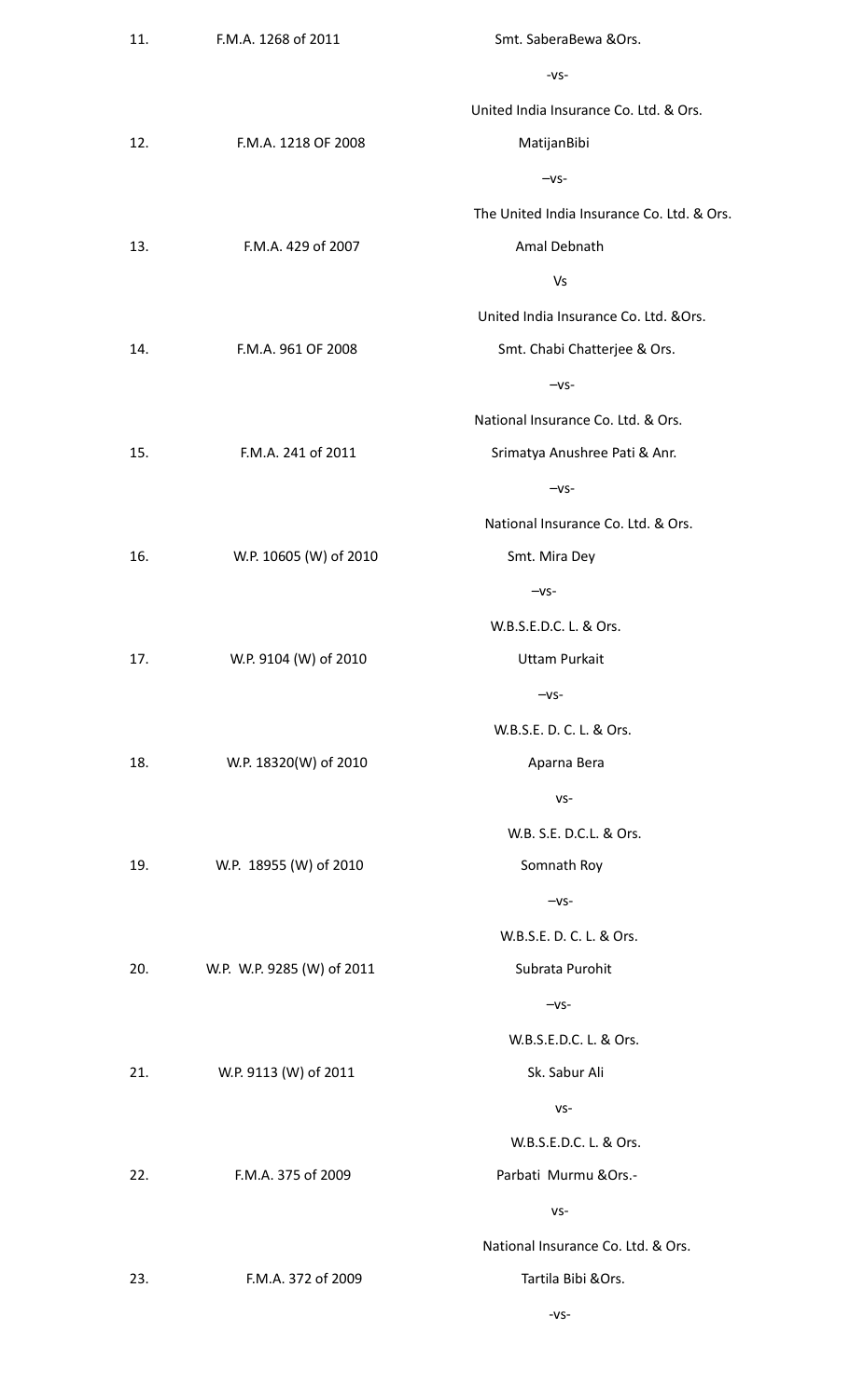| | | |
|---|---|---|
| 11. | F.M.A. 1268 of 2011 | Smt. SaberaBewa &Ors. |
| | | -vs- |
| | | United India Insurance Co. Ltd. & Ors. |
| 12. | F.M.A. 1218 OF 2008 | MatijanBibi |
| | | –vs- |
| | | The United India Insurance Co. Ltd. & Ors. |
| 13. | F.M.A. 429 of 2007 | Amal Debnath |
| | | Vs |
| | | United India Insurance Co. Ltd. &Ors. |
| 14. | F.M.A. 961 OF 2008 | Smt. Chabi Chatterjee & Ors. |
| | | –vs- |
| | | National Insurance Co. Ltd. & Ors. |
| 15. | F.M.A. 241 of 2011 | Srimatya Anushree Pati & Anr. |
| | | –vs- |
| | | National Insurance Co. Ltd. & Ors. |
| 16. | W.P. 10605 (W) of 2010 | Smt. Mira Dey |
| | | –vs- |
| | | W.B.S.E.D.C. L. & Ors. |
| 17. | W.P. 9104 (W) of 2010 | Uttam Purkait |
| | | –vs- |
| | | W.B.S.E. D. C. L. & Ors. |
| 18. | W.P. 18320(W) of 2010 | Aparna Bera |
| | | vs- |
| | | W.B. S.E. D.C.L. & Ors. |
| 19. | W.P. 18955 (W) of 2010 | Somnath Roy |
| | | –vs- |
| | | W.B.S.E. D. C. L. & Ors. |
| 20. | W.P. W.P. 9285 (W) of 2011 | Subrata Purohit |
| | | –vs- |
| | | W.B.S.E.D.C. L. & Ors. |
| 21. | W.P. 9113 (W) of 2011 | Sk. Sabur Ali |
| | | vs- |
| | | W.B.S.E.D.C. L. & Ors. |
| 22. | F.M.A. 375 of 2009 | Parbati Murmu &Ors.- |
| | | vs- |
| | | National Insurance Co. Ltd. & Ors. |
| 23. | F.M.A. 372 of 2009 | Tartila Bibi &Ors. |
| | | -vs- |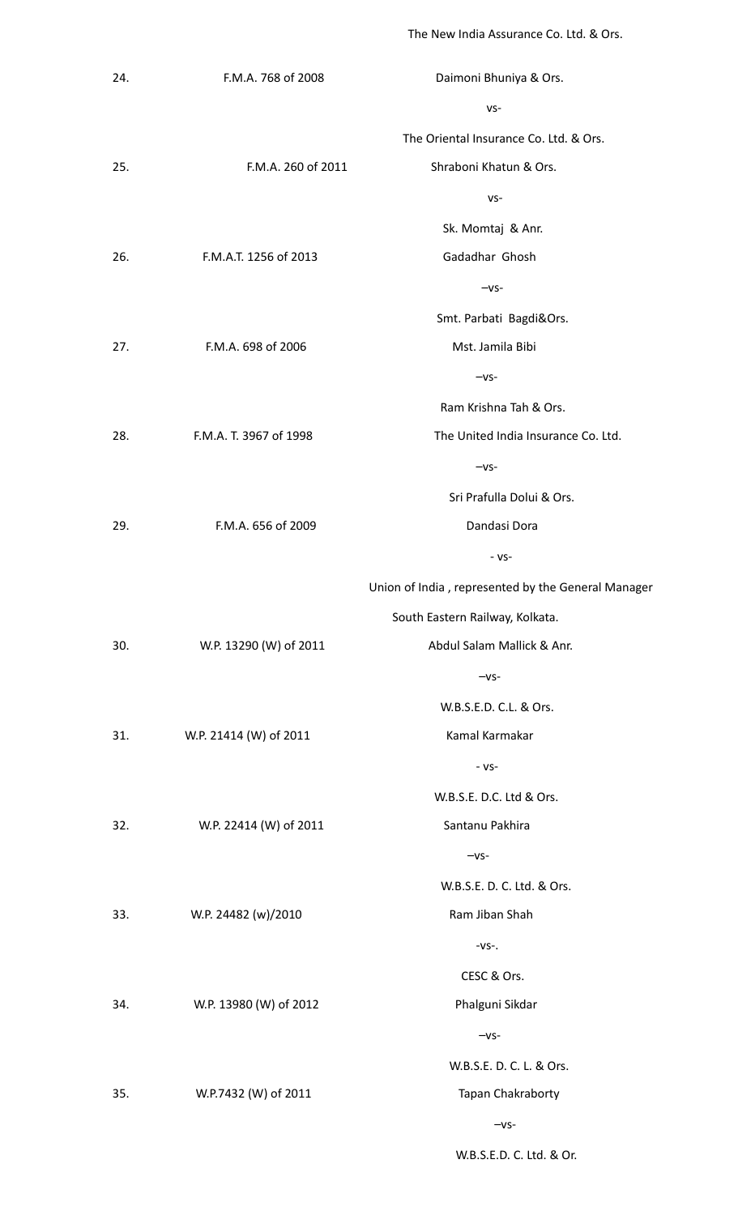The New India Assurance Co. Ltd. & Ors.

| | | |
|---|---|---|
| 24. | F.M.A. 768 of 2008 | Daimoni Bhuniya & Ors.<br>vs-<br>The Oriental Insurance Co. Ltd. & Ors. |
| 25. | F.M.A. 260 of 2011 | Shraboni Khatun & Ors.<br>vs-<br>Sk. Momtaj & Anr. |
| 26. | F.M.A.T. 1256 of 2013 | Gadadhar Ghosh<br>–vs-<br>Smt. Parbati Bagdi&Ors. |
| 27. | F.M.A. 698 of 2006 | Mst. Jamila Bibi<br>–vs-<br>Ram Krishna Tah & Ors. |
| 28. | F.M.A. T. 3967 of 1998 | The United India Insurance Co. Ltd.<br>–vs-<br>Sri Prafulla Dolui & Ors. |
| 29. | F.M.A. 656 of 2009 | Dandasi Dora<br>- vs-<br>Union of India , represented by the General Manager<br>South Eastern Railway, Kolkata. |
| 30. | W.P. 13290 (W) of 2011 | Abdul Salam Mallick & Anr.<br>–vs-<br>W.B.S.E.D. C.L. & Ors. |
| 31. | W.P. 21414 (W) of 2011 | Kamal Karmakar<br>- vs-<br>W.B.S.E. D.C. Ltd & Ors. |
| 32. | W.P. 22414 (W) of 2011 | Santanu Pakhira<br>–vs-<br>W.B.S.E. D. C. Ltd. & Ors. |
| 33. | W.P. 24482 (w)/2010 | Ram Jiban Shah<br>-vs-.<br>CESC & Ors. |
| 34. | W.P. 13980 (W) of 2012 | Phalguni Sikdar<br>–vs-<br>W.B.S.E. D. C. L. & Ors. |
| 35. | W.P.7432 (W) of 2011 | Tapan Chakraborty<br>–vs-<br>W.B.S.E.D. C. Ltd. & Or. |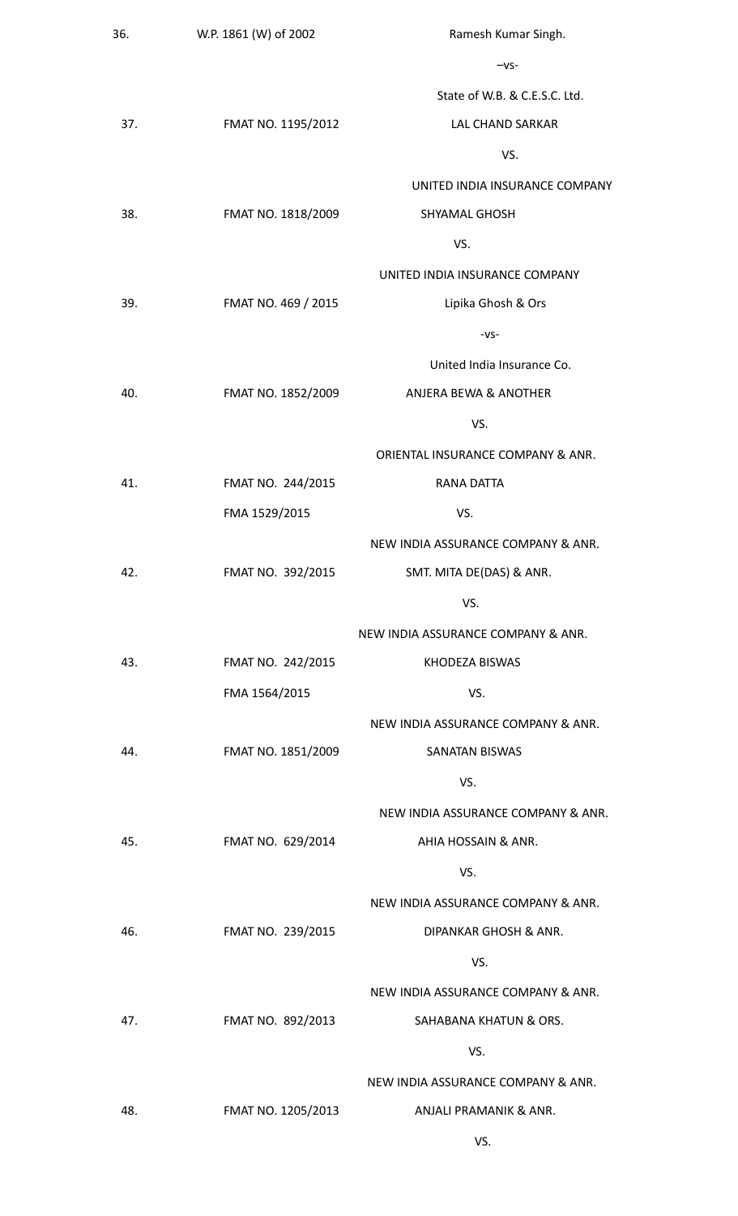| | | |
|---|---|---|
| 36. | W.P. 1861 (W) of 2002 | Ramesh Kumar Singh. |
| | | –vs- |
| | | State of W.B. & C.E.S.C. Ltd. |
| 37. | FMAT NO. 1195/2012 | LAL CHAND SARKAR |
| | | VS. |
| | | UNITED INDIA INSURANCE COMPANY |
| 38. | FMAT NO. 1818/2009 | SHYAMAL GHOSH |
| | | VS. |
| | | UNITED INDIA INSURANCE COMPANY |
| 39. | FMAT NO. 469 / 2015 | Lipika Ghosh & Ors |
| | | -vs- |
| | | United India Insurance Co. |
| 40. | FMAT NO. 1852/2009 | ANJERA BEWA & ANOTHER |
| | | VS. |
| | | ORIENTAL INSURANCE COMPANY & ANR. |
| 41. | FMAT NO. 244/2015 | RANA DATTA |
| | FMA 1529/2015 | VS. |
| | | NEW INDIA ASSURANCE COMPANY & ANR. |
| 42. | FMAT NO. 392/2015 | SMT. MITA DE(DAS) & ANR. |
| | | VS. |
| | | NEW INDIA ASSURANCE COMPANY & ANR. |
| 43. | FMAT NO. 242/2015 | KHODEZA BISWAS |
| | FMA 1564/2015 | VS. |
| | | NEW INDIA ASSURANCE COMPANY & ANR. |
| 44. | FMAT NO. 1851/2009 | SANATAN BISWAS |
| | | VS. |
| | | NEW INDIA ASSURANCE COMPANY & ANR. |
| 45. | FMAT NO. 629/2014 | AHIA HOSSAIN & ANR. |
| | | VS. |
| | | NEW INDIA ASSURANCE COMPANY & ANR. |
| 46. | FMAT NO. 239/2015 | DIPANKAR GHOSH & ANR. |
| | | VS. |
| | | NEW INDIA ASSURANCE COMPANY & ANR. |
| 47. | FMAT NO. 892/2013 | SAHABANA KHATUN & ORS. |
| | | VS. |
| | | NEW INDIA ASSURANCE COMPANY & ANR. |
| 48. | FMAT NO. 1205/2013 | ANJALI PRAMANIK & ANR. |
| | | VS. |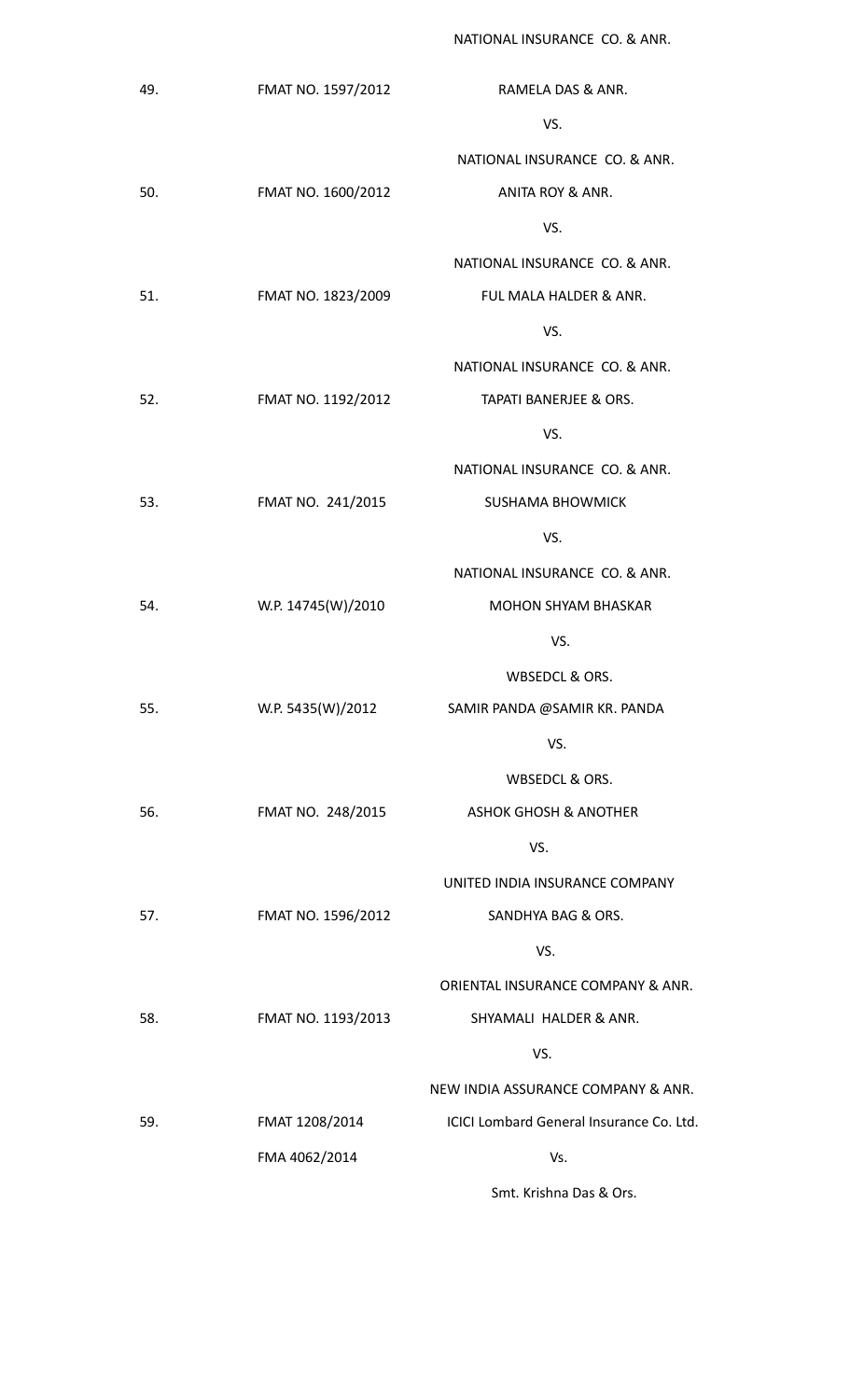NATIONAL INSURANCE CO. & ANR.

| | | |
|---|---|---|
| 49. | FMAT NO. 1597/2012 | RAMELA DAS & ANR. |
| | | VS. |
| | | NATIONAL INSURANCE CO. & ANR. |
| 50. | FMAT NO. 1600/2012 | ANITA ROY & ANR. |
| | | VS. |
| | | NATIONAL INSURANCE CO. & ANR. |
| 51. | FMAT NO. 1823/2009 | FUL MALA HALDER & ANR. |
| | | VS. |
| | | NATIONAL INSURANCE CO. & ANR. |
| 52. | FMAT NO. 1192/2012 | TAPATI BANERJEE & ORS. |
| | | VS. |
| | | NATIONAL INSURANCE CO. & ANR. |
| 53. | FMAT NO. 241/2015 | SUSHAMA BHOWMICK |
| | | VS. |
| | | NATIONAL INSURANCE CO. & ANR. |
| 54. | W.P. 14745(W)/2010 | MOHON SHYAM BHASKAR |
| | | VS. |
| | | WBSEDCL & ORS. |
| 55. | W.P. 5435(W)/2012 | SAMIR PANDA @SAMIR KR. PANDA |
| | | VS. |
| | | WBSEDCL & ORS. |
| 56. | FMAT NO. 248/2015 | ASHOK GHOSH & ANOTHER |
| | | VS. |
| | | UNITED INDIA INSURANCE COMPANY |
| 57. | FMAT NO. 1596/2012 | SANDHYA BAG & ORS. |
| | | VS. |
| | | ORIENTAL INSURANCE COMPANY & ANR. |
| 58. | FMAT NO. 1193/2013 | SHYAMALI HALDER & ANR. |
| | | VS. |
| | | NEW INDIA ASSURANCE COMPANY & ANR. |
| 59. | FMAT 1208/2014 | ICICI Lombard General Insurance Co. Ltd. |
| | FMA 4062/2014 | Vs. |
| | | Smt. Krishna Das & Ors. |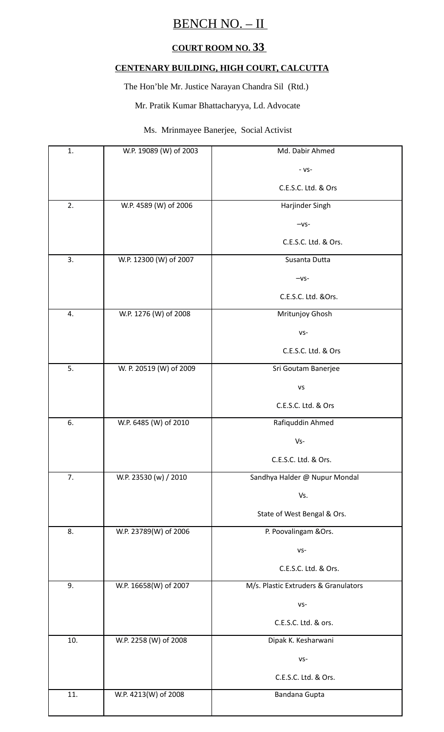# BENCH NO. – II

## COURT ROOM NO. 33

### CENTENARY BUILDING, HIGH COURT, CALCUTTA

The Hon'ble Mr. Justice Narayan Chandra Sil (Rtd.)

Mr. Pratik Kumar Bhattacharyya, Ld. Advocate

Ms. Mrinmayee Banerjee, Social Activist

| | | |
|---|---|---|
| 1. | W.P. 19089 (W) of 2003 | Md. Dabir Ahmed<br>- vs-<br>C.E.S.C. Ltd. & Ors |
| 2. | W.P. 4589 (W) of 2006 | Harjinder Singh<br>–vs-<br>C.E.S.C. Ltd. & Ors. |
| 3. | W.P. 12300 (W) of 2007 | Susanta Dutta<br>–vs-<br>C.E.S.C. Ltd. &Ors. |
| 4. | W.P. 1276 (W) of 2008 | Mritunjoy Ghosh<br>vs-<br>C.E.S.C. Ltd. & Ors |
| 5. | W. P. 20519 (W) of 2009 | Sri Goutam Banerjee<br>vs<br>C.E.S.C. Ltd. & Ors |
| 6. | W.P. 6485 (W) of 2010 | Rafiquddin Ahmed<br>Vs-<br>C.E.S.C. Ltd. & Ors. |
| 7. | W.P. 23530 (w) / 2010 | Sandhya Halder @ Nupur Mondal<br>Vs.<br>State of West Bengal & Ors. |
| 8. | W.P. 23789(W) of 2006 | P. Poovalingam &Ors.<br>vs-<br>C.E.S.C. Ltd. & Ors. |
| 9. | W.P. 16658(W) of 2007 | M/s. Plastic Extruders & Granulators<br>vs-<br>C.E.S.C. Ltd. & ors. |
| 10. | W.P. 2258 (W) of 2008 | Dipak K. Kesharwani<br>vs-<br>C.E.S.C. Ltd. & Ors. |
| 11. | W.P. 4213(W) of 2008 | Bandana Gupta |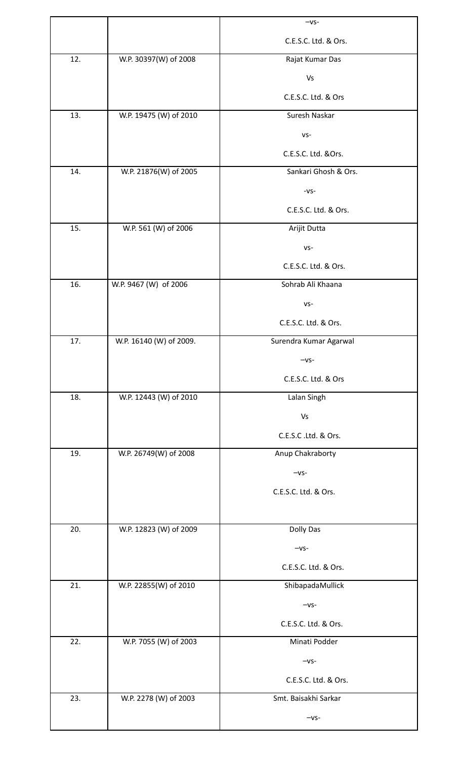| | | |
|---|---|---|
| | | –vs- C.E.S.C. Ltd. & Ors. |
| 12. | W.P. 30397(W) of 2008 | Rajat Kumar Das Vs C.E.S.C. Ltd. & Ors |
| 13. | W.P. 19475 (W) of 2010 | Suresh Naskar vs- C.E.S.C. Ltd. &Ors. |
| 14. | W.P. 21876(W) of 2005 | Sankari Ghosh & Ors. -vs- C.E.S.C. Ltd. & Ors. |
| 15. | W.P. 561 (W) of 2006 | Arijit Dutta vs- C.E.S.C. Ltd. & Ors. |
| 16. | W.P. 9467 (W) of 2006 | Sohrab Ali Khaana vs- C.E.S.C. Ltd. & Ors. |
| 17. | W.P. 16140 (W) of 2009. | Surendra Kumar Agarwal –vs- C.E.S.C. Ltd. & Ors |
| 18. | W.P. 12443 (W) of 2010 | Lalan Singh Vs C.E.S.C .Ltd. & Ors. |
| 19. | W.P. 26749(W) of 2008 | Anup Chakraborty –vs- C.E.S.C. Ltd. & Ors. |
| 20. | W.P. 12823 (W) of 2009 | Dolly Das –vs- C.E.S.C. Ltd. & Ors. |
| 21. | W.P. 22855(W) of 2010 | ShibapadaMullick –vs- C.E.S.C. Ltd. & Ors. |
| 22. | W.P. 7055 (W) of 2003 | Minati Podder –vs- C.E.S.C. Ltd. & Ors. |
| 23. | W.P. 2278 (W) of 2003 | Smt. Baisakhi Sarkar –vs- |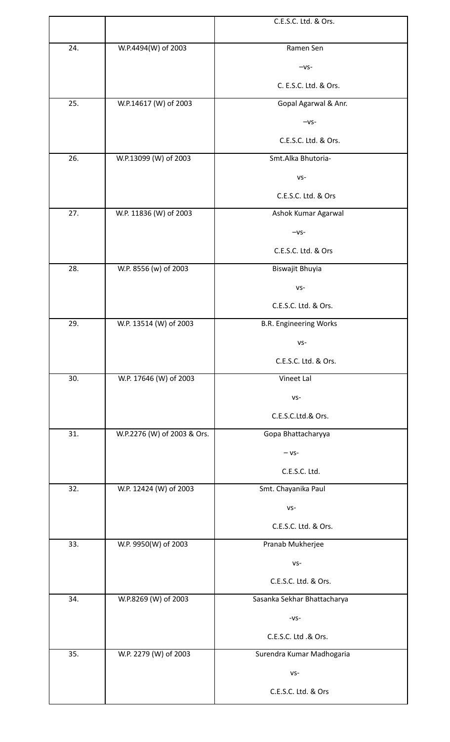| | | |
|---|---|---|
| | | C.E.S.C. Ltd. & Ors. |
| 24. | W.P.4494(W) of 2003 | Ramen Sen<br>–vs-<br>C. E.S.C. Ltd. & Ors. |
| 25. | W.P.14617 (W) of 2003 | Gopal Agarwal & Anr.<br>–vs-<br>C.E.S.C. Ltd. & Ors. |
| 26. | W.P.13099 (W) of 2003 | Smt.Alka Bhutoria-<br>vs-<br>C.E.S.C. Ltd. & Ors |
| 27. | W.P. 11836 (W) of 2003 | Ashok Kumar Agarwal<br>–vs-<br>C.E.S.C. Ltd. & Ors |
| 28. | W.P. 8556 (w) of 2003 | Biswajit Bhuyia<br>vs-<br>C.E.S.C. Ltd. & Ors. |
| 29. | W.P. 13514 (W) of 2003 | B.R. Engineering Works<br>vs-<br>C.E.S.C. Ltd. & Ors. |
| 30. | W.P. 17646 (W) of 2003 | Vineet Lal<br>vs-<br>C.E.S.C.Ltd.& Ors. |
| 31. | W.P.2276 (W) of 2003 & Ors. | Gopa Bhattacharyya<br>– vs-<br>C.E.S.C. Ltd. |
| 32. | W.P. 12424 (W) of 2003 | Smt. Chayanika Paul<br>vs-<br>C.E.S.C. Ltd. & Ors. |
| 33. | W.P. 9950(W) of 2003 | Pranab Mukherjee<br>vs-<br>C.E.S.C. Ltd. & Ors. |
| 34. | W.P.8269 (W) of 2003 | Sasanka Sekhar Bhattacharya<br>-vs-<br>C.E.S.C. Ltd .& Ors. |
| 35. | W.P. 2279 (W) of 2003 | Surendra Kumar Madhogaria<br>vs-<br>C.E.S.C. Ltd. & Ors |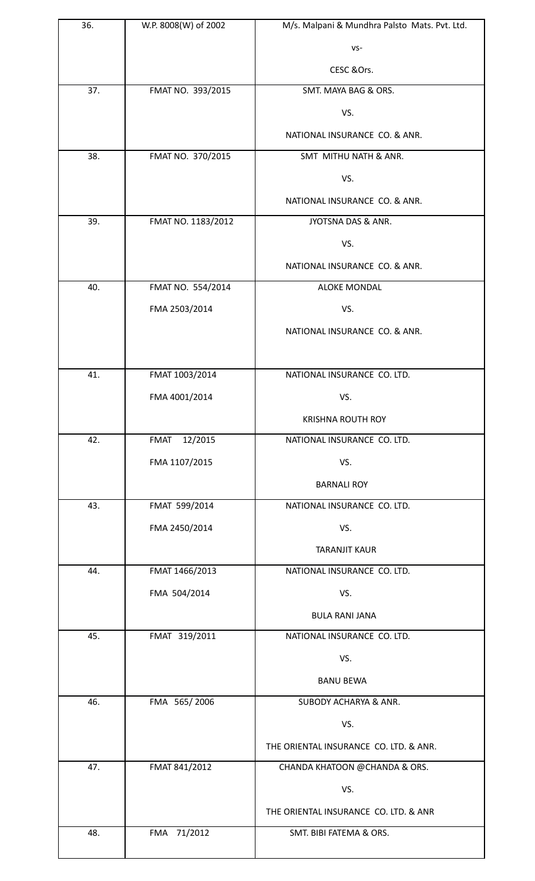| | | |
|---|---|---|
| 36. | W.P. 8008(W) of 2002 | M/s. Malpani & Mundhra Palsto Mats. Pvt. Ltd.<br>vs-<br>CESC &Ors. |
| 37. | FMAT NO. 393/2015 | SMT. MAYA BAG & ORS.<br>VS.<br>NATIONAL INSURANCE CO. & ANR. |
| 38. | FMAT NO. 370/2015 | SMT MITHU NATH & ANR.<br>VS.<br>NATIONAL INSURANCE CO. & ANR. |
| 39. | FMAT NO. 1183/2012 | JYOTSNA DAS & ANR.<br>VS.<br>NATIONAL INSURANCE CO. & ANR. |
| 40. | FMAT NO. 554/2014<br>FMA 2503/2014 | ALOKE MONDAL<br>VS.<br>NATIONAL INSURANCE CO. & ANR. |
| 41. | FMAT 1003/2014<br>FMA 4001/2014 | NATIONAL INSURANCE CO. LTD.<br>VS.<br>KRISHNA ROUTH ROY |
| 42. | FMAT 12/2015<br>FMA 1107/2015 | NATIONAL INSURANCE CO. LTD.<br>VS.<br>BARNALI ROY |
| 43. | FMAT 599/2014<br>FMA 2450/2014 | NATIONAL INSURANCE CO. LTD.<br>VS.<br>TARANJIT KAUR |
| 44. | FMAT 1466/2013<br>FMA 504/2014 | NATIONAL INSURANCE CO. LTD.<br>VS.<br>BULA RANI JANA |
| 45. | FMAT 319/2011 | NATIONAL INSURANCE CO. LTD.<br>VS.<br>BANU BEWA |
| 46. | FMA 565/ 2006 | SUBODY ACHARYA & ANR.<br>VS.<br>THE ORIENTAL INSURANCE CO. LTD. & ANR. |
| 47. | FMAT 841/2012 | CHANDA KHATOON @CHANDA & ORS.<br>VS.<br>THE ORIENTAL INSURANCE CO. LTD. & ANR |
| 48. | FMA 71/2012 | SMT. BIBI FATEMA & ORS. |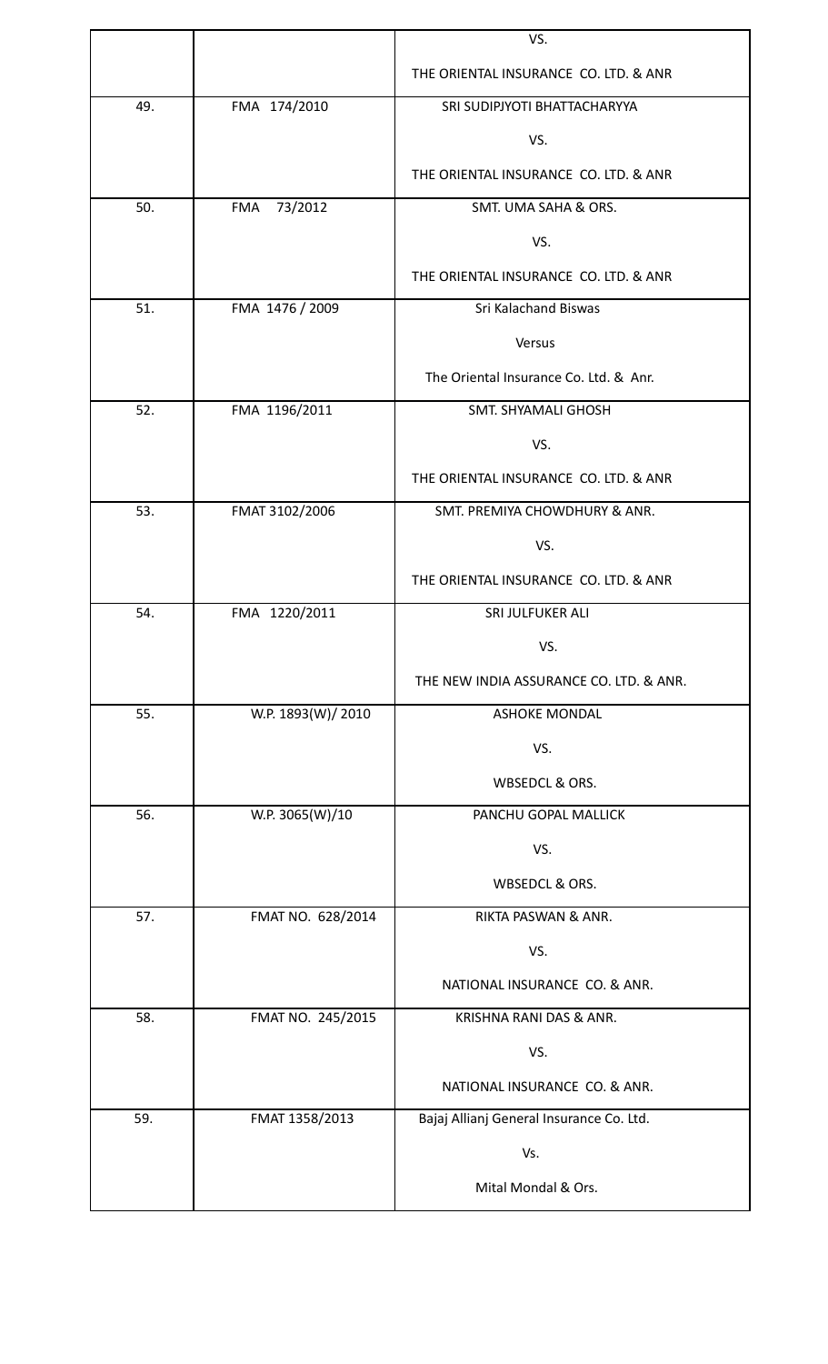| | | |
|---|---|---|
| | | VS.<br>THE ORIENTAL INSURANCE CO. LTD. & ANR |
| 49. | FMA 174/2010 | SRI SUDIPJYOTI BHATTACHARYYA<br>VS.<br>THE ORIENTAL INSURANCE CO. LTD. & ANR |
| 50. | FMA 73/2012 | SMT. UMA SAHA & ORS.<br>VS.<br>THE ORIENTAL INSURANCE CO. LTD. & ANR |
| 51. | FMA 1476 / 2009 | Sri Kalachand Biswas<br>Versus<br>The Oriental Insurance Co. Ltd. & Anr. |
| 52. | FMA 1196/2011 | SMT. SHYAMALI GHOSH<br>VS.<br>THE ORIENTAL INSURANCE CO. LTD. & ANR |
| 53. | FMAT 3102/2006 | SMT. PREMIYA CHOWDHURY & ANR.<br>VS.<br>THE ORIENTAL INSURANCE CO. LTD. & ANR |
| 54. | FMA 1220/2011 | SRI JULFUKER ALI<br>VS.<br>THE NEW INDIA ASSURANCE CO. LTD. & ANR. |
| 55. | W.P. 1893(W)/ 2010 | ASHOKE MONDAL<br>VS.<br>WBSEDCL & ORS. |
| 56. | W.P. 3065(W)/10 | PANCHU GOPAL MALLICK<br>VS.<br>WBSEDCL & ORS. |
| 57. | FMAT NO. 628/2014 | RIKTA PASWAN & ANR.<br>VS.<br>NATIONAL INSURANCE CO. & ANR. |
| 58. | FMAT NO. 245/2015 | KRISHNA RANI DAS & ANR.<br>VS.<br>NATIONAL INSURANCE CO. & ANR. |
| 59. | FMAT 1358/2013 | Bajaj Allianj General Insurance Co. Ltd.<br>Vs.<br>Mital Mondal & Ors. |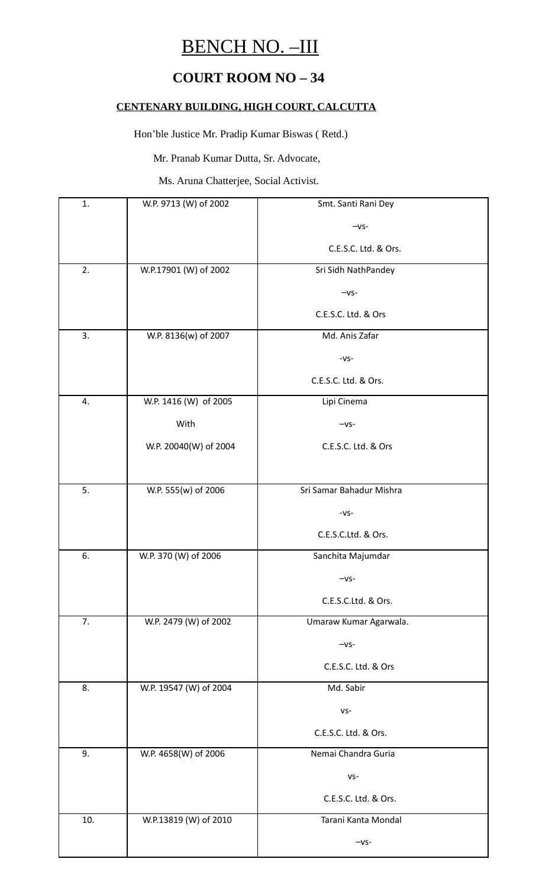# BENCH NO. –III

## COURT ROOM NO – 34

**CENTENARY BUILDING, HIGH COURT, CALCUTTA**

Hon'ble Justice Mr. Pradip Kumar Biswas ( Retd.)

Mr. Pranab Kumar Dutta, Sr. Advocate,

Ms. Aruna Chatterjee, Social Activist.

| | | |
|---|---|---|
| 1. | W.P. 9713 (W) of 2002 | Smt. Santi Rani Dey<br>–vs-<br>C.E.S.C. Ltd. & Ors. |
| 2. | W.P.17901 (W) of 2002 | Sri Sidh NathPandey<br>–vs-<br>C.E.S.C. Ltd. & Ors |
| 3. | W.P. 8136(w) of 2007 | Md. Anis Zafar<br>-vs-<br>C.E.S.C. Ltd. & Ors. |
| 4. | W.P. 1416 (W) of 2005<br>With<br>W.P. 20040(W) of 2004 | Lipi Cinema<br>–vs-<br>C.E.S.C. Ltd. & Ors |
| 5. | W.P. 555(w) of 2006 | Sri Samar Bahadur Mishra<br>-vs-<br>C.E.S.C.Ltd. & Ors. |
| 6. | W.P. 370 (W) of 2006 | Sanchita Majumdar<br>–vs-<br>C.E.S.C.Ltd. & Ors. |
| 7. | W.P. 2479 (W) of 2002 | Umaraw Kumar Agarwala.<br>–vs-<br>C.E.S.C. Ltd. & Ors |
| 8. | W.P. 19547 (W) of 2004 | Md. Sabir<br>vs-<br>C.E.S.C. Ltd. & Ors. |
| 9. | W.P. 4658(W) of 2006 | Nemai Chandra Guria<br>vs-<br>C.E.S.C. Ltd. & Ors. |
| 10. | W.P.13819 (W) of 2010 | Tarani Kanta Mondal<br>–vs- |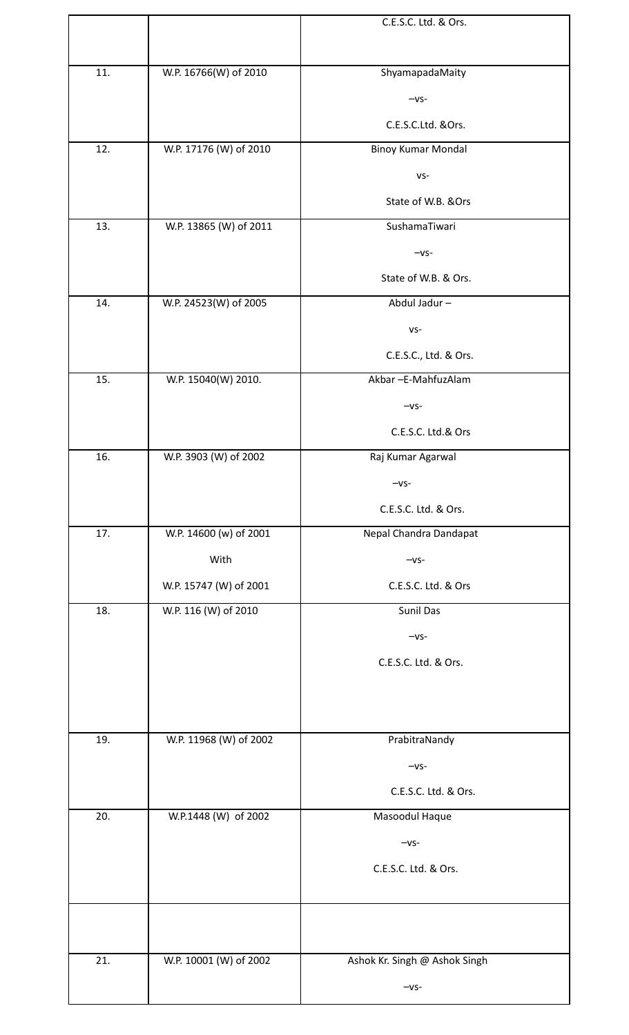| | | |
|---|---|---|
| | | C.E.S.C. Ltd. & Ors. |
| 11. | W.P. 16766(W) of 2010 | ShyamapadaMaity<br>–vs-<br>C.E.S.C.Ltd. &Ors. |
| 12. | W.P. 17176 (W) of 2010 | Binoy Kumar Mondal<br>vs-<br>State of W.B. &Ors |
| 13. | W.P. 13865 (W) of 2011 | SushamaTiwari<br>–vs-<br>State of W.B. & Ors. |
| 14. | W.P. 24523(W) of 2005 | Abdul Jadur –<br>vs-<br>C.E.S.C., Ltd. & Ors. |
| 15. | W.P. 15040(W) 2010. | Akbar –E-MahfuzAlam<br>–vs-<br>C.E.S.C. Ltd.& Ors |
| 16. | W.P. 3903 (W) of 2002 | Raj Kumar Agarwal<br>–vs-<br>C.E.S.C. Ltd. & Ors. |
| 17. | W.P. 14600 (w) of 2001<br>With<br>W.P. 15747 (W) of 2001 | Nepal Chandra Dandapat<br>–vs-<br>C.E.S.C. Ltd. & Ors |
| 18. | W.P. 116 (W) of 2010 | Sunil Das<br>–vs-<br>C.E.S.C. Ltd. & Ors. |
| 19. | W.P. 11968 (W) of 2002 | PrabitraNandy<br>–vs-<br>C.E.S.C. Ltd. & Ors. |
| 20. | W.P.1448 (W) of 2002 | Masoodul Haque<br>–vs-<br>C.E.S.C. Ltd. & Ors. |
| | | |
| 21. | W.P. 10001 (W) of 2002 | Ashok Kr. Singh @ Ashok Singh<br>–vs- |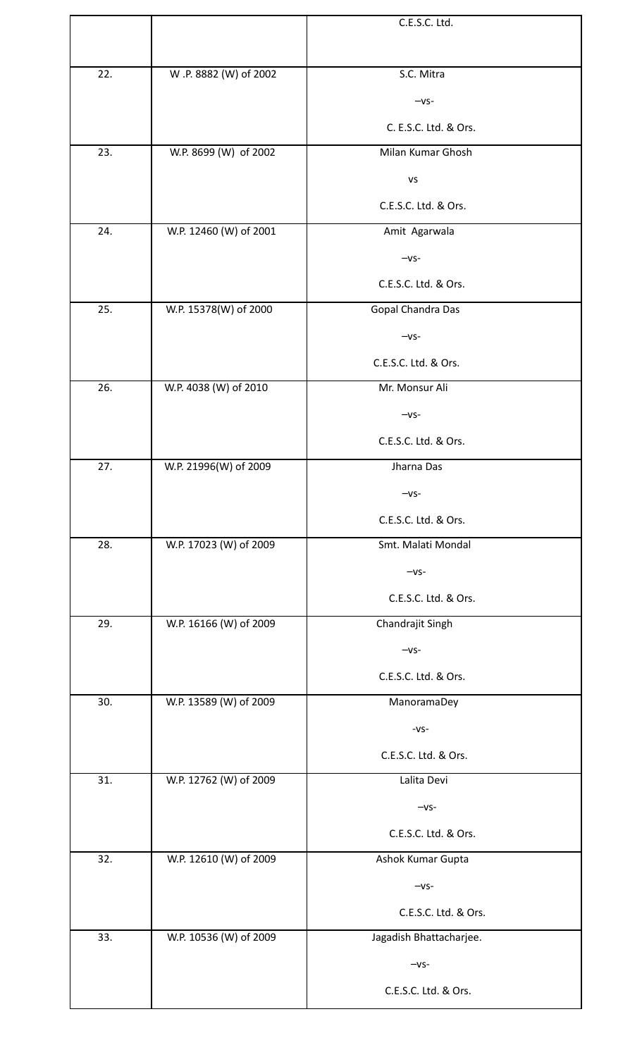|  |  | C.E.S.C. Ltd. |
|---|---|---|
| 22. | W .P. 8882 (W) of 2002 | S.C. Mitra<br>–vs-<br>C. E.S.C. Ltd. & Ors. |
| 23. | W.P. 8699 (W) of 2002 | Milan Kumar Ghosh<br>vs<br>C.E.S.C. Ltd. & Ors. |
| 24. | W.P. 12460 (W) of 2001 | Amit Agarwala<br>–vs-<br>C.E.S.C. Ltd. & Ors. |
| 25. | W.P. 15378(W) of 2000 | Gopal Chandra Das<br>–vs-<br>C.E.S.C. Ltd. & Ors. |
| 26. | W.P. 4038 (W) of 2010 | Mr. Monsur Ali<br>–vs-<br>C.E.S.C. Ltd. & Ors. |
| 27. | W.P. 21996(W) of 2009 | Jharna Das<br>–vs-<br>C.E.S.C. Ltd. & Ors. |
| 28. | W.P. 17023 (W) of 2009 | Smt. Malati Mondal<br>–vs-<br>C.E.S.C. Ltd. & Ors. |
| 29. | W.P. 16166 (W) of 2009 | Chandrajit Singh<br>–vs-<br>C.E.S.C. Ltd. & Ors. |
| 30. | W.P. 13589 (W) of 2009 | ManoramaDey<br>-vs-<br>C.E.S.C. Ltd. & Ors. |
| 31. | W.P. 12762 (W) of 2009 | Lalita Devi<br>–vs-<br>C.E.S.C. Ltd. & Ors. |
| 32. | W.P. 12610 (W) of 2009 | Ashok Kumar Gupta<br>–vs-<br>C.E.S.C. Ltd. & Ors. |
| 33. | W.P. 10536 (W) of 2009 | Jagadish Bhattacharjee.<br>–vs-<br>C.E.S.C. Ltd. & Ors. |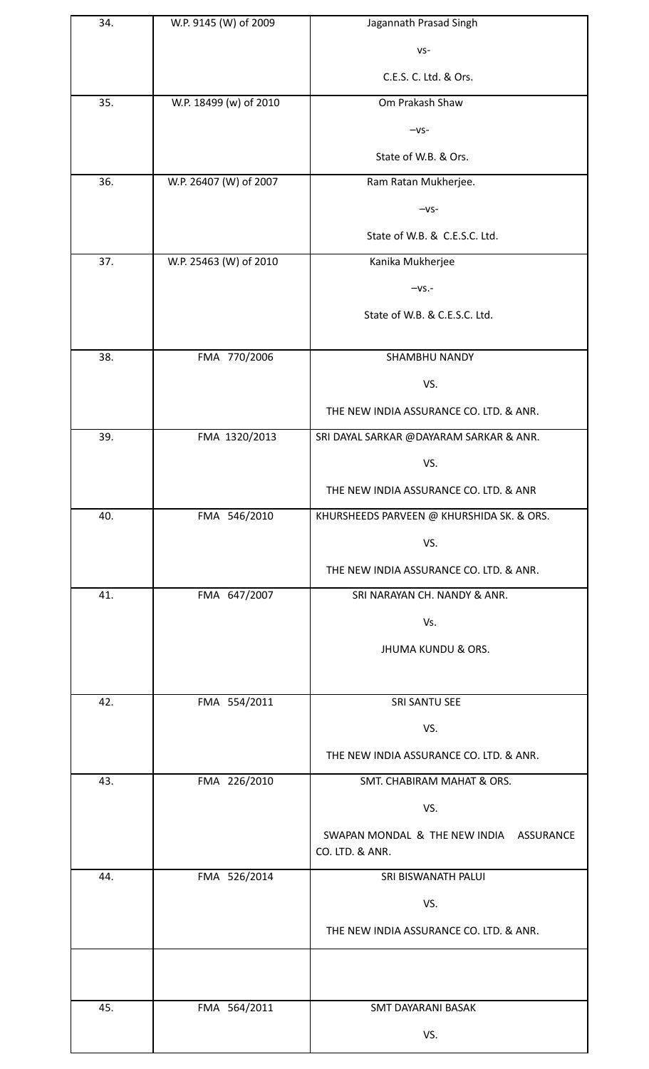| | | |
|---|---|---|
| 34. | W.P. 9145 (W) of 2009 | Jagannath Prasad Singh<br>vs-<br>C.E.S. C. Ltd. & Ors. |
| 35. | W.P. 18499 (w) of 2010 | Om Prakash Shaw<br>–vs-<br>State of W.B. & Ors. |
| 36. | W.P. 26407 (W) of 2007 | Ram Ratan Mukherjee.<br>–vs-<br>State of W.B. & C.E.S.C. Ltd. |
| 37. | W.P. 25463 (W) of 2010 | Kanika Mukherjee<br>–vs.-<br>State of W.B. & C.E.S.C. Ltd. |
| 38. | FMA 770/2006 | SHAMBHU NANDY<br>VS.<br>THE NEW INDIA ASSURANCE CO. LTD. & ANR. |
| 39. | FMA 1320/2013 | SRI DAYAL SARKAR @DAYARAM SARKAR & ANR.<br>VS.<br>THE NEW INDIA ASSURANCE CO. LTD. & ANR |
| 40. | FMA 546/2010 | KHURSHEEDS PARVEEN @ KHURSHIDA SK. & ORS.<br>VS.<br>THE NEW INDIA ASSURANCE CO. LTD. & ANR. |
| 41. | FMA 647/2007 | SRI NARAYAN CH. NANDY & ANR.<br>Vs.<br>JHUMA KUNDU & ORS. |
| 42. | FMA 554/2011 | SRI SANTU SEE<br>VS.<br>THE NEW INDIA ASSURANCE CO. LTD. & ANR. |
| 43. | FMA 226/2010 | SMT. CHABIRAM MAHAT & ORS.<br>VS.<br>SWAPAN MONDAL & THE NEW INDIA ASSURANCE CO. LTD. & ANR. |
| 44. | FMA 526/2014 | SRI BISWANATH PALUI<br>VS.<br>THE NEW INDIA ASSURANCE CO. LTD. & ANR. |
| | | |
| 45. | FMA 564/2011 | SMT DAYARANI BASAK<br>VS. |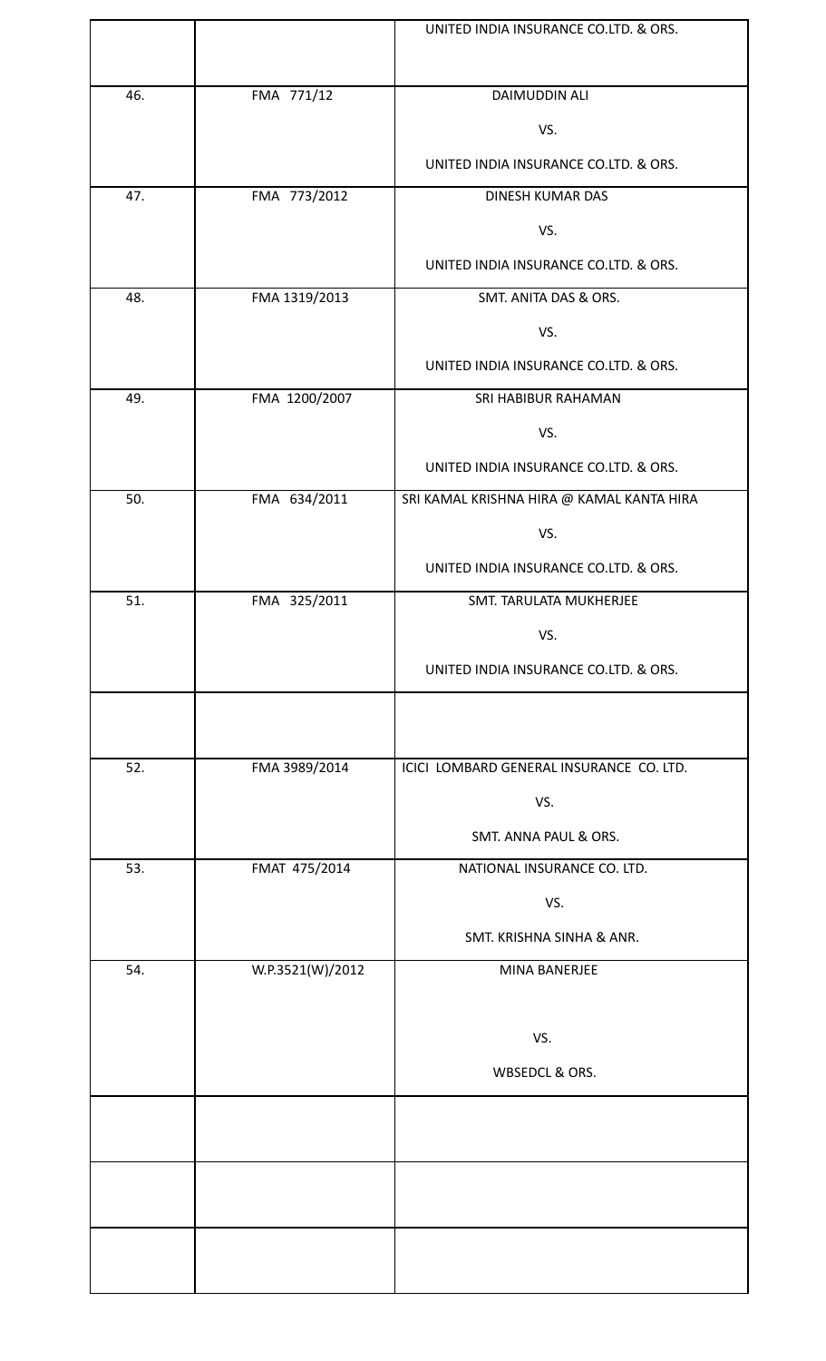| | | |
|---|---|---|
| | | UNITED INDIA INSURANCE CO.LTD. & ORS. |
| 46. | FMA 771/12 | DAIMUDDIN ALI<br>VS.<br>UNITED INDIA INSURANCE CO.LTD. & ORS. |
| 47. | FMA 773/2012 | DINESH KUMAR DAS<br>VS.<br>UNITED INDIA INSURANCE CO.LTD. & ORS. |
| 48. | FMA 1319/2013 | SMT. ANITA DAS & ORS.<br>VS.<br>UNITED INDIA INSURANCE CO.LTD. & ORS. |
| 49. | FMA 1200/2007 | SRI HABIBUR RAHAMAN<br>VS.<br>UNITED INDIA INSURANCE CO.LTD. & ORS. |
| 50. | FMA 634/2011 | SRI KAMAL KRISHNA HIRA @ KAMAL KANTA HIRA<br>VS.<br>UNITED INDIA INSURANCE CO.LTD. & ORS. |
| 51. | FMA 325/2011 | SMT. TARULATA MUKHERJEE<br>VS.<br>UNITED INDIA INSURANCE CO.LTD. & ORS. |
| | | |
| 52. | FMA 3989/2014 | ICICI LOMBARD GENERAL INSURANCE CO. LTD.<br>VS.<br>SMT. ANNA PAUL & ORS. |
| 53. | FMAT 475/2014 | NATIONAL INSURANCE CO. LTD.<br>VS.<br>SMT. KRISHNA SINHA & ANR. |
| 54. | W.P.3521(W)/2012 | MINA BANERJEE<br>VS.<br>WBSEDCL & ORS. |
| | | |
| | | |
| | | |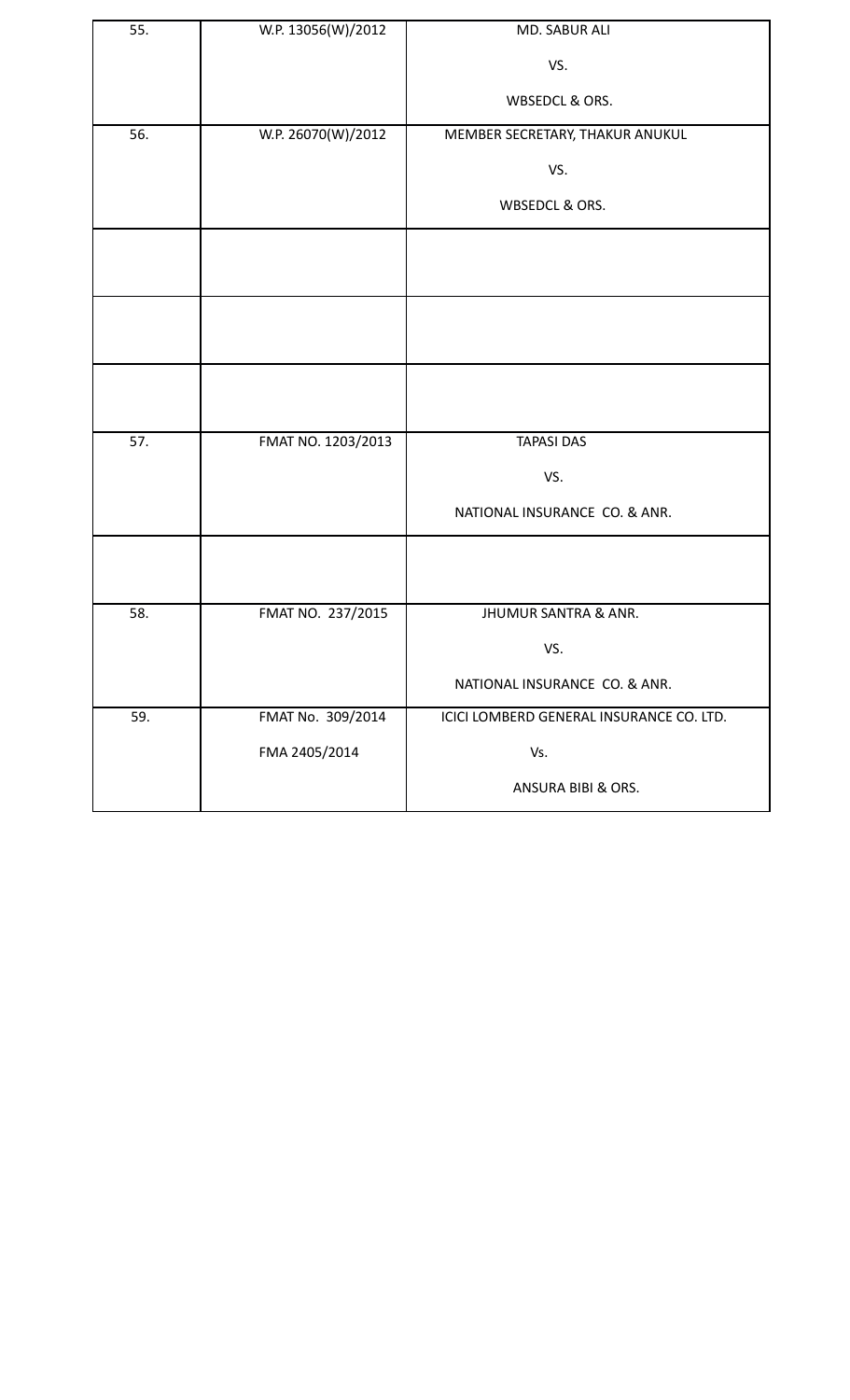| | | |
|---|---|---|
| 55. | W.P. 13056(W)/2012 | MD. SABUR ALI<br>VS.<br>WBSEDCL & ORS. |
| 56. | W.P. 26070(W)/2012 | MEMBER SECRETARY, THAKUR ANUKUL<br>VS.<br>WBSEDCL & ORS. |
| | | |
| | | |
| | | |
| 57. | FMAT NO. 1203/2013 | TAPASI DAS<br>VS.<br>NATIONAL INSURANCE CO. & ANR. |
| | | |
| 58. | FMAT NO. 237/2015 | JHUMUR SANTRA & ANR.<br>VS.<br>NATIONAL INSURANCE CO. & ANR. |
| 59. | FMAT No. 309/2014<br>FMA 2405/2014 | ICICI LOMBERD GENERAL INSURANCE CO. LTD.<br>Vs.<br>ANSURA BIBI & ORS. |